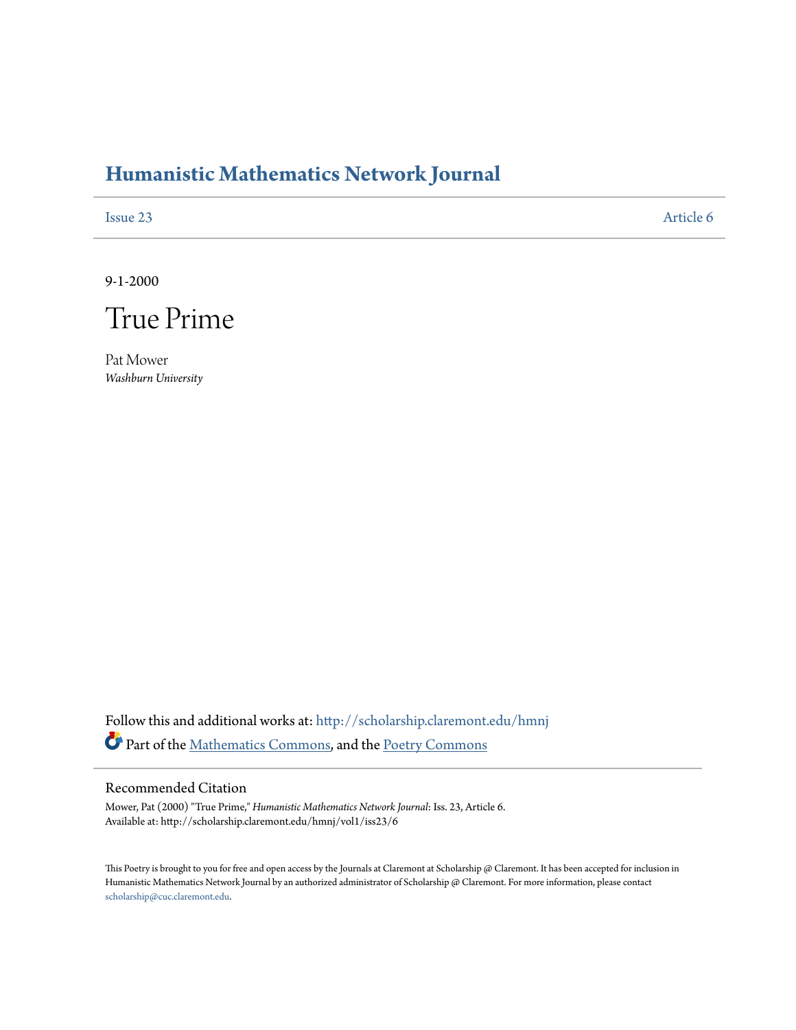# Humanistic Mathematics Network Journal

Issue 23 | Article 6

9-1-2000

## True Prime

Pat Mower
*Washburn University*

Follow this and additional works at: http://scholarship.claremont.edu/hmnj

Part of the Mathematics Commons, and the Poetry Commons

### Recommended Citation

Mower, Pat (2000) "True Prime," *Humanistic Mathematics Network Journal*: Iss. 23, Article 6.
Available at: http://scholarship.claremont.edu/hmnj/vol1/iss23/6

This Poetry is brought to you for free and open access by the Journals at Claremont at Scholarship @ Claremont. It has been accepted for inclusion in Humanistic Mathematics Network Journal by an authorized administrator of Scholarship @ Claremont. For more information, please contact scholarship@cuc.claremont.edu.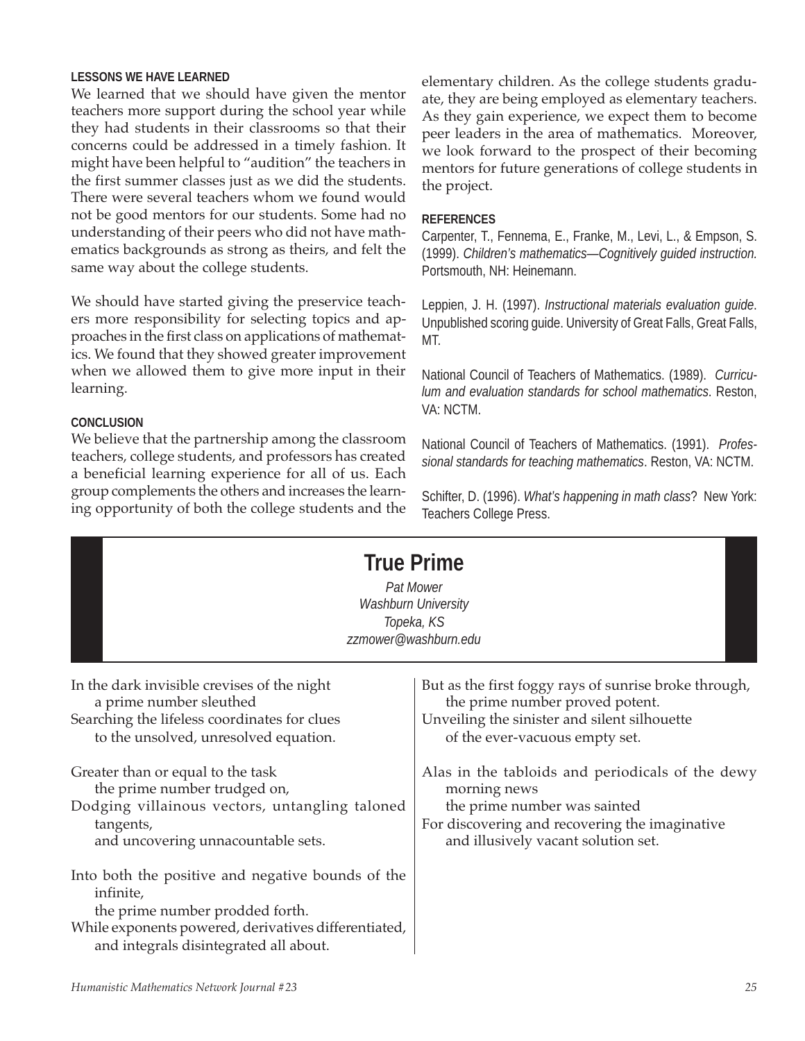### LESSONS WE HAVE LEARNED

We learned that we should have given the mentor teachers more support during the school year while they had students in their classrooms so that their concerns could be addressed in a timely fashion. It might have been helpful to "audition" the teachers in the first summer classes just as we did the students. There were several teachers whom we found would not be good mentors for our students. Some had no understanding of their peers who did not have mathematics backgrounds as strong as theirs, and felt the same way about the college students.

We should have started giving the preservice teachers more responsibility for selecting topics and approaches in the first class on applications of mathematics. We found that they showed greater improvement when we allowed them to give more input in their learning.

### CONCLUSION

We believe that the partnership among the classroom teachers, college students, and professors has created a beneficial learning experience for all of us. Each group complements the others and increases the learning opportunity of both the college students and the elementary children. As the college students graduate, they are being employed as elementary teachers. As they gain experience, we expect them to become peer leaders in the area of mathematics. Moreover, we look forward to the prospect of their becoming mentors for future generations of college students in the project.

### REFERENCES

Carpenter, T., Fennema, E., Franke, M., Levi, L., & Empson, S. (1999). *Children's mathematics—Cognitively guided instruction.* Portsmouth, NH: Heinemann.

Leppien, J. H. (1997). *Instructional materials evaluation guide*. Unpublished scoring guide. University of Great Falls, Great Falls, MT.

National Council of Teachers of Mathematics. (1989). *Curriculum and evaluation standards for school mathematics*. Reston, VA: NCTM.

National Council of Teachers of Mathematics. (1991). *Professional standards for teaching mathematics*. Reston, VA: NCTM.

Schifter, D. (1996). *What's happening in math class*? New York: Teachers College Press.

# True Prime

*Pat Mower*
*Washburn University*
*Topeka, KS*
*zzmower@washburn.edu*

In the dark invisible crevises of the night
  a prime number sleuthed
Searching the lifeless coordinates for clues
  to the unsolved, unresolved equation.

Greater than or equal to the task
  the prime number trudged on,
Dodging villainous vectors, untangling taloned tangents,
  and uncovering unnacountable sets.

Into both the positive and negative bounds of the infinite,
  the prime number prodded forth.
While exponents powered, derivatives differentiated,
  and integrals disintegrated all about.

But as the first foggy rays of sunrise broke through,
  the prime number proved potent.
Unveiling the sinister and silent silhouette
  of the ever-vacuous empty set.

Alas in the tabloids and periodicals of the dewy morning news
  the prime number was sainted
For discovering and recovering the imaginative
  and illusively vacant solution set.